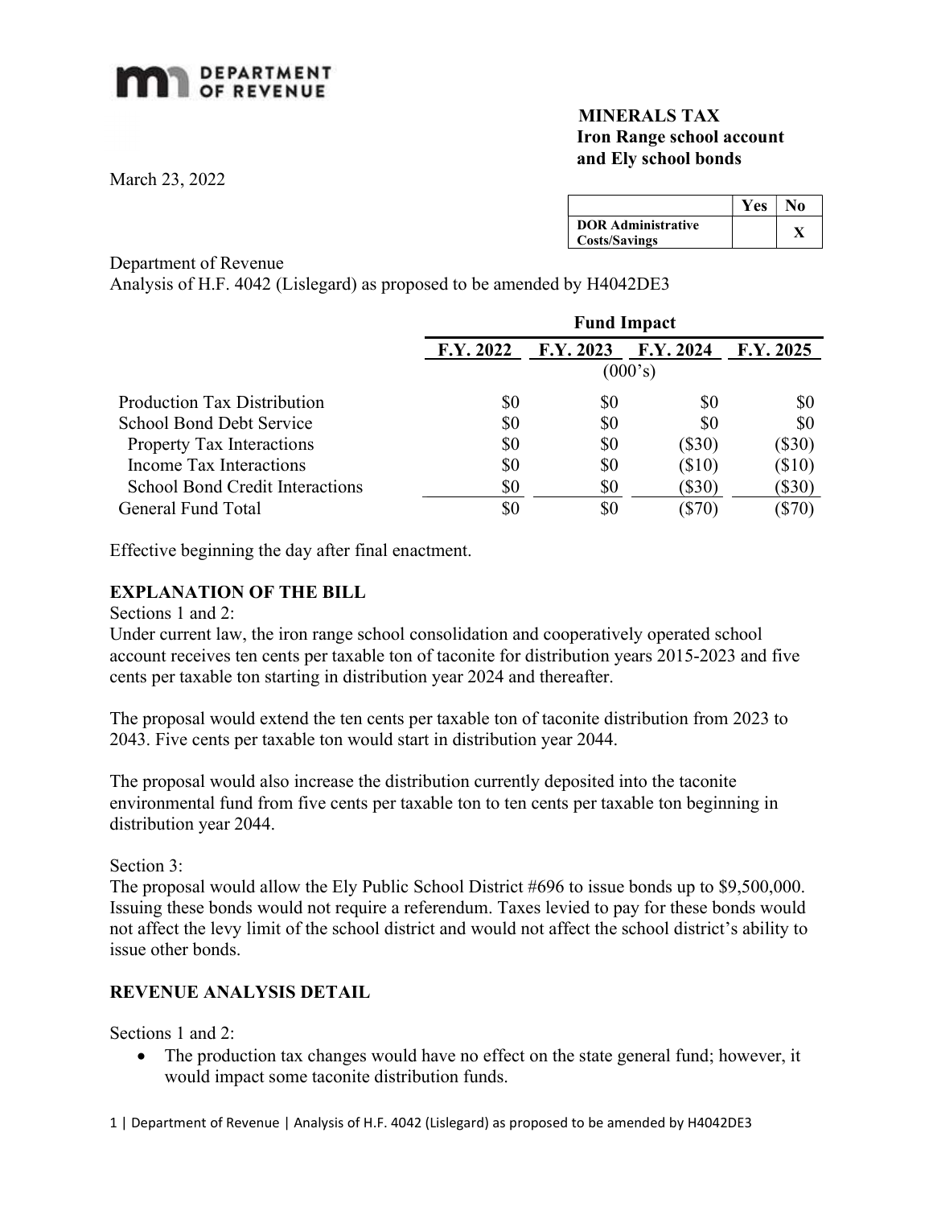**DEPARTMENT OF REVENUE**

**MINERALS TAX**
**Iron Range school account and Ely school bonds**

March 23, 2022

| | Yes | No |
|---|---|---|
| **DOR Administrative Costs/Savings** | | **X** |

Department of Revenue
Analysis of H.F. 4042 (Lislegard) as proposed to be amended by H4042DE3

| | **Fund Impact** | | | |
|---|---|---|---|---|
| | **F.Y. 2022** | **F.Y. 2023** | **F.Y. 2024** | **F.Y. 2025** |
| | (000's) | | | |
| Production Tax Distribution | $0 | $0 | $0 | $0 |
| School Bond Debt Service | $0 | $0 | $0 | $0 |
| Property Tax Interactions | $0 | $0 | ($30) | ($30) |
| Income Tax Interactions | $0 | $0 | ($10) | ($10) |
| School Bond Credit Interactions | $0 | $0 | ($30) | ($30) |
| General Fund Total | $0 | $0 | ($70) | ($70) |

Effective beginning the day after final enactment.

## EXPLANATION OF THE BILL

Sections 1 and 2:
Under current law, the iron range school consolidation and cooperatively operated school account receives ten cents per taxable ton of taconite for distribution years 2015-2023 and five cents per taxable ton starting in distribution year 2024 and thereafter.

The proposal would extend the ten cents per taxable ton of taconite distribution from 2023 to 2043. Five cents per taxable ton would start in distribution year 2044.

The proposal would also increase the distribution currently deposited into the taconite environmental fund from five cents per taxable ton to ten cents per taxable ton beginning in distribution year 2044.

Section 3:
The proposal would allow the Ely Public School District #696 to issue bonds up to $9,500,000. Issuing these bonds would not require a referendum. Taxes levied to pay for these bonds would not affect the levy limit of the school district and would not affect the school district's ability to issue other bonds.

## REVENUE ANALYSIS DETAIL

Sections 1 and 2:

- The production tax changes would have no effect on the state general fund; however, it would impact some taconite distribution funds.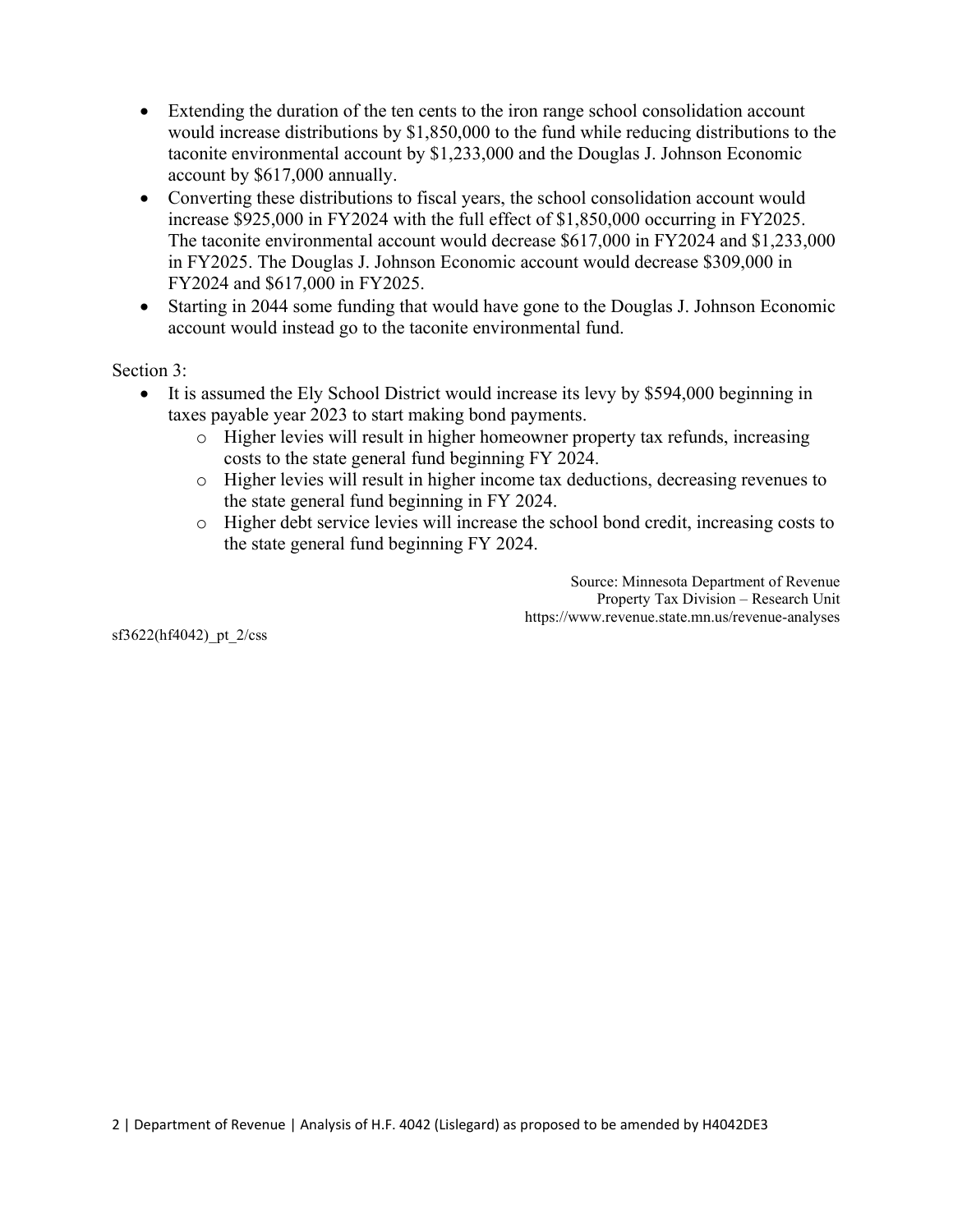- Extending the duration of the ten cents to the iron range school consolidation account would increase distributions by $1,850,000 to the fund while reducing distributions to the taconite environmental account by $1,233,000 and the Douglas J. Johnson Economic account by $617,000 annually.
- Converting these distributions to fiscal years, the school consolidation account would increase $925,000 in FY2024 with the full effect of $1,850,000 occurring in FY2025. The taconite environmental account would decrease $617,000 in FY2024 and $1,233,000 in FY2025. The Douglas J. Johnson Economic account would decrease $309,000 in FY2024 and $617,000 in FY2025.
- Starting in 2044 some funding that would have gone to the Douglas J. Johnson Economic account would instead go to the taconite environmental fund.

Section 3:

- It is assumed the Ely School District would increase its levy by $594,000 beginning in taxes payable year 2023 to start making bond payments.
    - Higher levies will result in higher homeowner property tax refunds, increasing costs to the state general fund beginning FY 2024.
    - Higher levies will result in higher income tax deductions, decreasing revenues to the state general fund beginning in FY 2024.
    - Higher debt service levies will increase the school bond credit, increasing costs to the state general fund beginning FY 2024.

Source: Minnesota Department of Revenue
Property Tax Division – Research Unit
https://www.revenue.state.mn.us/revenue-analyses

sf3622(hf4042)_pt_2/css